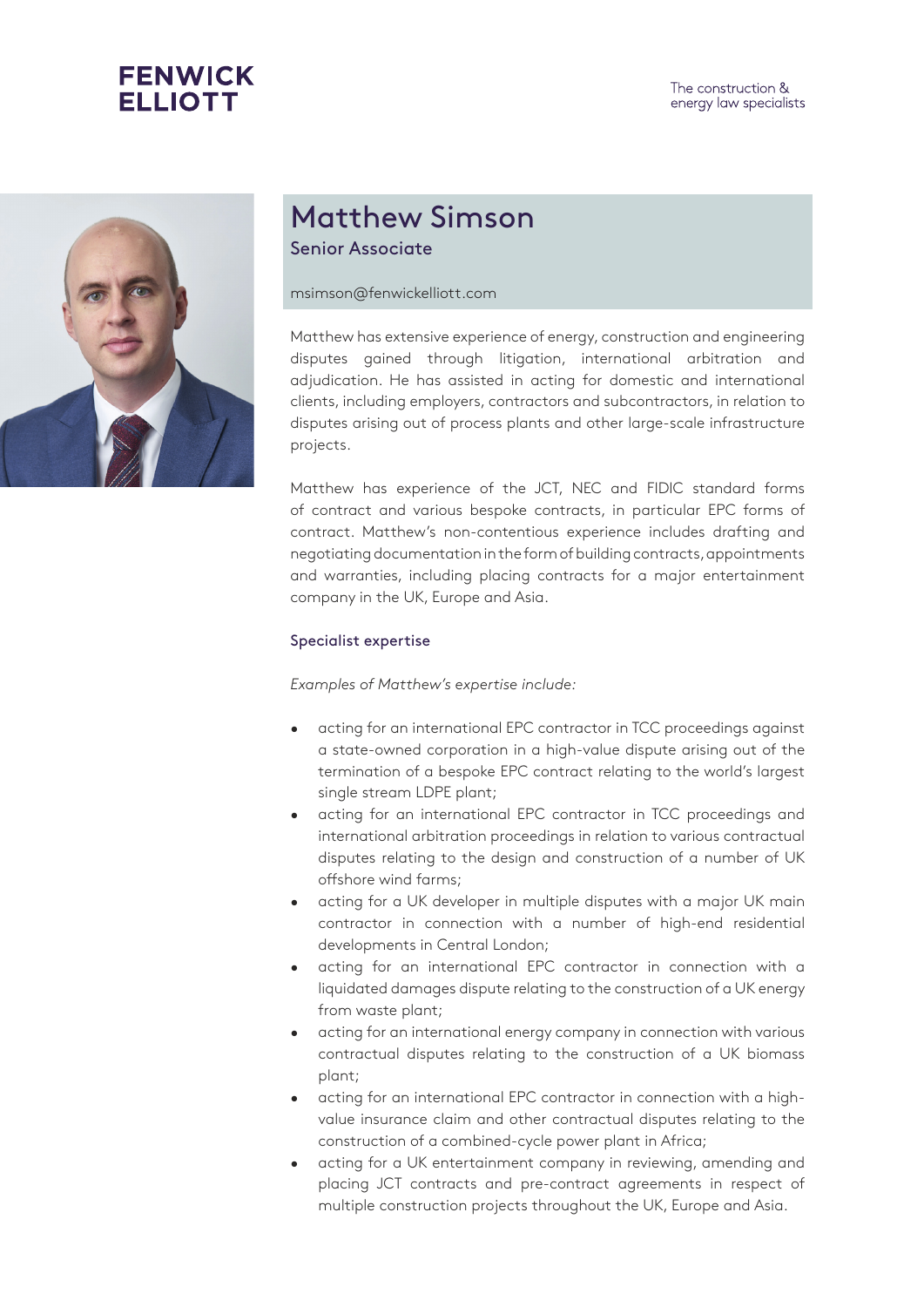FENWICK ELLIOTT

The construction & energy law specialists

# Matthew Simson

Senior Associate

msimson@fenwickelliott.com

Matthew has extensive experience of energy, construction and engineering disputes gained through litigation, international arbitration and adjudication. He has assisted in acting for domestic and international clients, including employers, contractors and subcontractors, in relation to disputes arising out of process plants and other large-scale infrastructure projects.

Matthew has experience of the JCT, NEC and FIDIC standard forms of contract and various bespoke contracts, in particular EPC forms of contract. Matthew's non-contentious experience includes drafting and negotiating documentation in the form of building contracts, appointments and warranties, including placing contracts for a major entertainment company in the UK, Europe and Asia.

## Specialist expertise

*Examples of Matthew's expertise include:*

- acting for an international EPC contractor in TCC proceedings against a state-owned corporation in a high-value dispute arising out of the termination of a bespoke EPC contract relating to the world's largest single stream LDPE plant;
- acting for an international EPC contractor in TCC proceedings and international arbitration proceedings in relation to various contractual disputes relating to the design and construction of a number of UK offshore wind farms;
- acting for a UK developer in multiple disputes with a major UK main contractor in connection with a number of high-end residential developments in Central London;
- acting for an international EPC contractor in connection with a liquidated damages dispute relating to the construction of a UK energy from waste plant;
- acting for an international energy company in connection with various contractual disputes relating to the construction of a UK biomass plant;
- acting for an international EPC contractor in connection with a high-value insurance claim and other contractual disputes relating to the construction of a combined-cycle power plant in Africa;
- acting for a UK entertainment company in reviewing, amending and placing JCT contracts and pre-contract agreements in respect of multiple construction projects throughout the UK, Europe and Asia.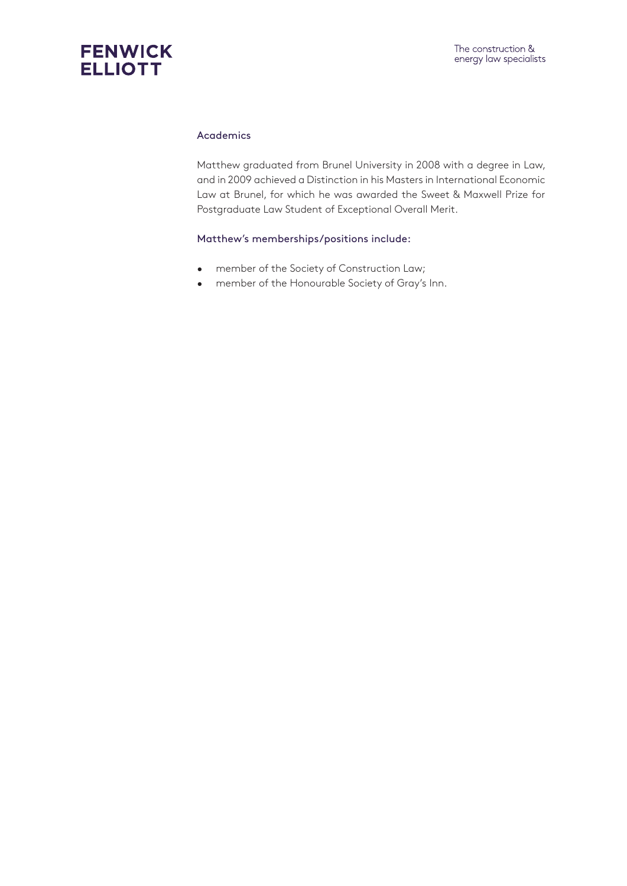## Academics

Matthew graduated from Brunel University in 2008 with a degree in Law, and in 2009 achieved a Distinction in his Masters in International Economic Law at Brunel, for which he was awarded the Sweet & Maxwell Prize for Postgraduate Law Student of Exceptional Overall Merit.

## Matthew's memberships/positions include:

- member of the Society of Construction Law;
- member of the Honourable Society of Gray's Inn.